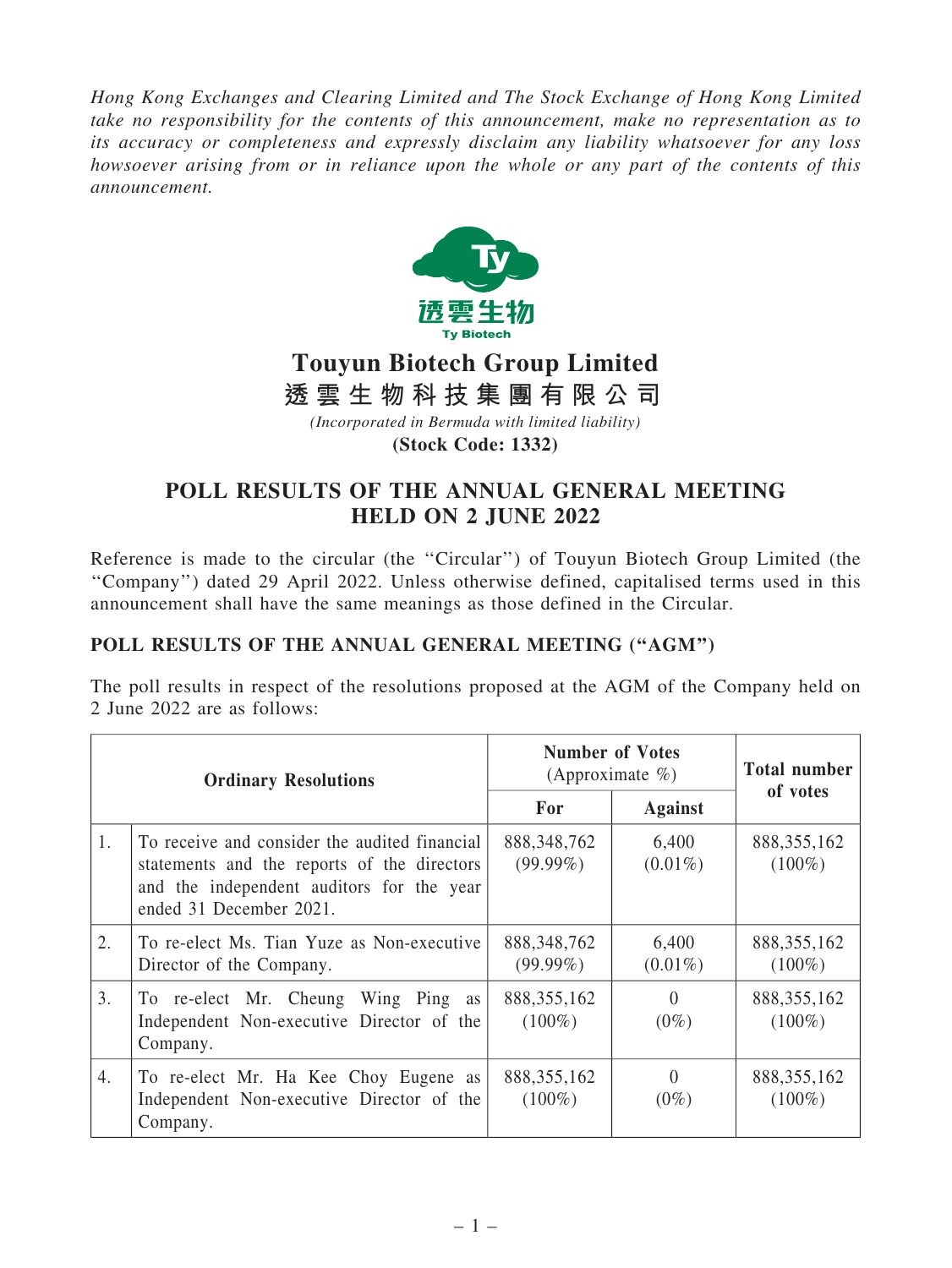*Hong Kong Exchanges and Clearing Limited and The Stock Exchange of Hong Kong Limited take no responsibility for the contents of this announcement, make no representation as to its accuracy or completeness and expressly disclaim any liability whatsoever for any loss howsoever arising from or in reliance upon the whole or any part of the contents of this announcement.*

# Touyun Biotech Group Limited
# 透雲生物科技集團有限公司

*(Incorporated in Bermuda with limited liability)*

**(Stock Code: 1332)**

## POLL RESULTS OF THE ANNUAL GENERAL MEETING HELD ON 2 JUNE 2022

Reference is made to the circular (the "Circular") of Touyun Biotech Group Limited (the "Company") dated 29 April 2022. Unless otherwise defined, capitalised terms used in this announcement shall have the same meanings as those defined in the Circular.

### POLL RESULTS OF THE ANNUAL GENERAL MEETING ("AGM")

The poll results in respect of the resolutions proposed at the AGM of the Company held on 2 June 2022 are as follows:

| Ordinary Resolutions | | Number of Votes (Approximate %) | | Total number of votes |
|---|---|---|---|---|
| | | For | Against | |
| 1. | To receive and consider the audited financial statements and the reports of the directors and the independent auditors for the year ended 31 December 2021. | 888,348,762 (99.99%) | 6,400 (0.01%) | 888,355,162 (100%) |
| 2. | To re-elect Ms. Tian Yuze as Non-executive Director of the Company. | 888,348,762 (99.99%) | 6,400 (0.01%) | 888,355,162 (100%) |
| 3. | To re-elect Mr. Cheung Wing Ping as Independent Non-executive Director of the Company. | 888,355,162 (100%) | 0 (0%) | 888,355,162 (100%) |
| 4. | To re-elect Mr. Ha Kee Choy Eugene as Independent Non-executive Director of the Company. | 888,355,162 (100%) | 0 (0%) | 888,355,162 (100%) |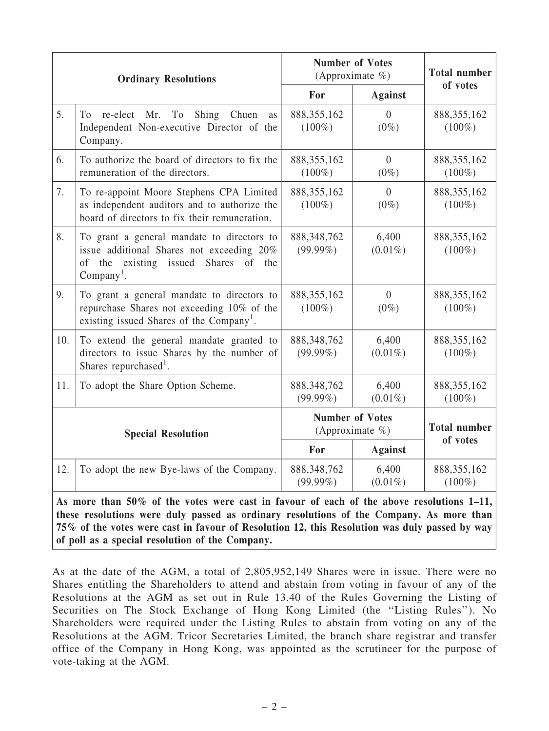| | Ordinary Resolutions | Number of Votes (Approximate %) | | Total number of votes |
|---|---|---|---|---|
| | | For | Against | |
| 5. | To re-elect Mr. To Shing Chuen as Independent Non-executive Director of the Company. | 888,355,162 (100%) | 0 (0%) | 888,355,162 (100%) |
| 6. | To authorize the board of directors to fix the remuneration of the directors. | 888,355,162 (100%) | 0 (0%) | 888,355,162 (100%) |
| 7. | To re-appoint Moore Stephens CPA Limited as independent auditors and to authorize the board of directors to fix their remuneration. | 888,355,162 (100%) | 0 (0%) | 888,355,162 (100%) |
| 8. | To grant a general mandate to directors to issue additional Shares not exceeding 20% of the existing issued Shares of the Company[1]. | 888,348,762 (99.99%) | 6,400 (0.01%) | 888,355,162 (100%) |
| 9. | To grant a general mandate to directors to repurchase Shares not exceeding 10% of the existing issued Shares of the Company[1]. | 888,355,162 (100%) | 0 (0%) | 888,355,162 (100%) |
| 10. | To extend the general mandate granted to directors to issue Shares by the number of Shares repurchased[1]. | 888,348,762 (99.99%) | 6,400 (0.01%) | 888,355,162 (100%) |
| 11. | To adopt the Share Option Scheme. | 888,348,762 (99.99%) | 6,400 (0.01%) | 888,355,162 (100%) |
| | **Special Resolution** | **Number of Votes (Approximate %)** | | **Total number of votes** |
| | | **For** | **Against** | |
| 12. | To adopt the new Bye-laws of the Company. | 888,348,762 (99.99%) | 6,400 (0.01%) | 888,355,162 (100%) |

**As more than 50% of the votes were cast in favour of each of the above resolutions 1–11, these resolutions were duly passed as ordinary resolutions of the Company. As more than 75% of the votes were cast in favour of Resolution 12, this Resolution was duly passed by way of poll as a special resolution of the Company.**

As at the date of the AGM, a total of 2,805,952,149 Shares were in issue. There were no Shares entitling the Shareholders to attend and abstain from voting in favour of any of the Resolutions at the AGM as set out in Rule 13.40 of the Rules Governing the Listing of Securities on The Stock Exchange of Hong Kong Limited (the "Listing Rules"). No Shareholders were required under the Listing Rules to abstain from voting on any of the Resolutions at the AGM. Tricor Secretaries Limited, the branch share registrar and transfer office of the Company in Hong Kong, was appointed as the scrutineer for the purpose of vote-taking at the AGM.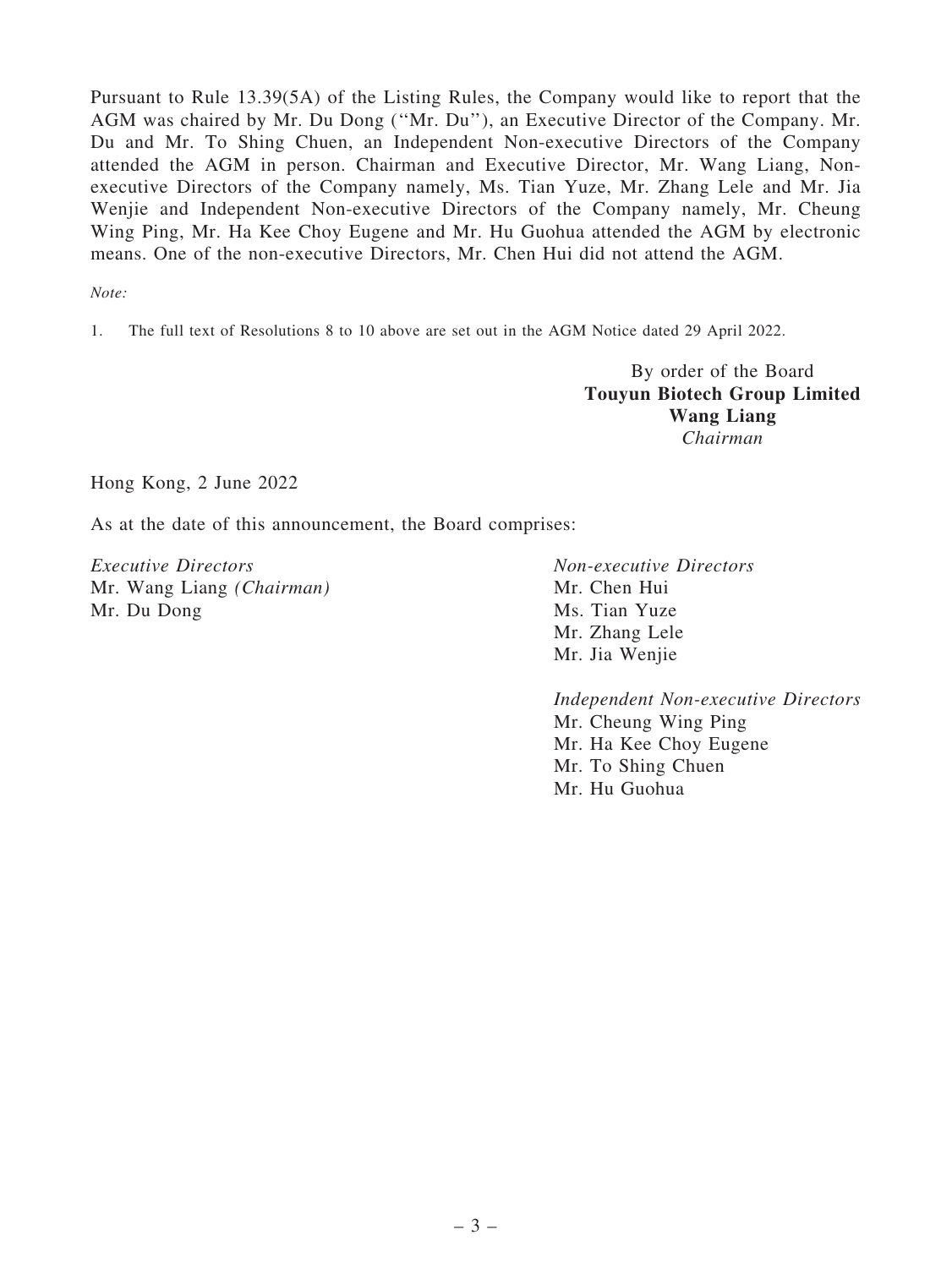Pursuant to Rule 13.39(5A) of the Listing Rules, the Company would like to report that the AGM was chaired by Mr. Du Dong ("Mr. Du"), an Executive Director of the Company. Mr. Du and Mr. To Shing Chuen, an Independent Non-executive Directors of the Company attended the AGM in person. Chairman and Executive Director, Mr. Wang Liang, Non-executive Directors of the Company namely, Ms. Tian Yuze, Mr. Zhang Lele and Mr. Jia Wenjie and Independent Non-executive Directors of the Company namely, Mr. Cheung Wing Ping, Mr. Ha Kee Choy Eugene and Mr. Hu Guohua attended the AGM by electronic means. One of the non-executive Directors, Mr. Chen Hui did not attend the AGM.

*Note:*

1. The full text of Resolutions 8 to 10 above are set out in the AGM Notice dated 29 April 2022.

By order of the Board
**Touyun Biotech Group Limited**
**Wang Liang**
*Chairman*

Hong Kong, 2 June 2022

As at the date of this announcement, the Board comprises:

*Executive Directors*
Mr. Wang Liang *(Chairman)*
Mr. Du Dong

*Non-executive Directors*
Mr. Chen Hui
Ms. Tian Yuze
Mr. Zhang Lele
Mr. Jia Wenjie

*Independent Non-executive Directors*
Mr. Cheung Wing Ping
Mr. Ha Kee Choy Eugene
Mr. To Shing Chuen
Mr. Hu Guohua